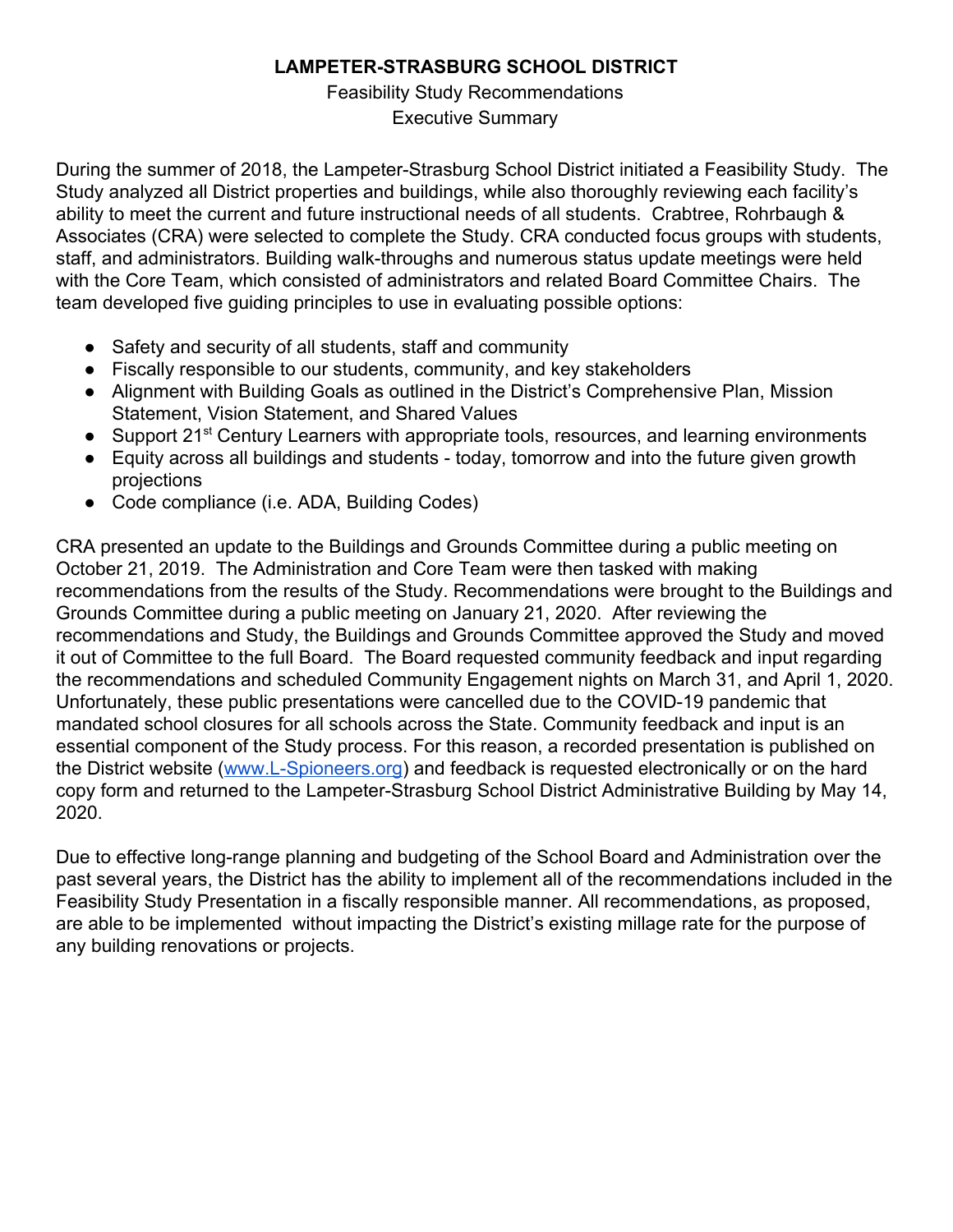# LAMPETER-STRASBURG SCHOOL DISTRICT

Feasibility Study Recommendations

Executive Summary

During the summer of 2018, the Lampeter-Strasburg School District initiated a Feasibility Study. The Study analyzed all District properties and buildings, while also thoroughly reviewing each facility's ability to meet the current and future instructional needs of all students. Crabtree, Rohrbaugh & Associates (CRA) were selected to complete the Study. CRA conducted focus groups with students, staff, and administrators. Building walk-throughs and numerous status update meetings were held with the Core Team, which consisted of administrators and related Board Committee Chairs. The team developed five guiding principles to use in evaluating possible options:

- Safety and security of all students, staff and community
- Fiscally responsible to our students, community, and key stakeholders
- Alignment with Building Goals as outlined in the District's Comprehensive Plan, Mission Statement, Vision Statement, and Shared Values
- Support 21st Century Learners with appropriate tools, resources, and learning environments
- Equity across all buildings and students - today, tomorrow and into the future given growth projections
- Code compliance (i.e. ADA, Building Codes)

CRA presented an update to the Buildings and Grounds Committee during a public meeting on October 21, 2019. The Administration and Core Team were then tasked with making recommendations from the results of the Study. Recommendations were brought to the Buildings and Grounds Committee during a public meeting on January 21, 2020. After reviewing the recommendations and Study, the Buildings and Grounds Committee approved the Study and moved it out of Committee to the full Board. The Board requested community feedback and input regarding the recommendations and scheduled Community Engagement nights on March 31, and April 1, 2020. Unfortunately, these public presentations were cancelled due to the COVID-19 pandemic that mandated school closures for all schools across the State. Community feedback and input is an essential component of the Study process. For this reason, a recorded presentation is published on the District website ([www.L-Spioneers.org](http://www.L-Spioneers.org)) and feedback is requested electronically or on the hard copy form and returned to the Lampeter-Strasburg School District Administrative Building by May 14, 2020.

Due to effective long-range planning and budgeting of the School Board and Administration over the past several years, the District has the ability to implement all of the recommendations included in the Feasibility Study Presentation in a fiscally responsible manner. All recommendations, as proposed, are able to be implemented without impacting the District's existing millage rate for the purpose of any building renovations or projects.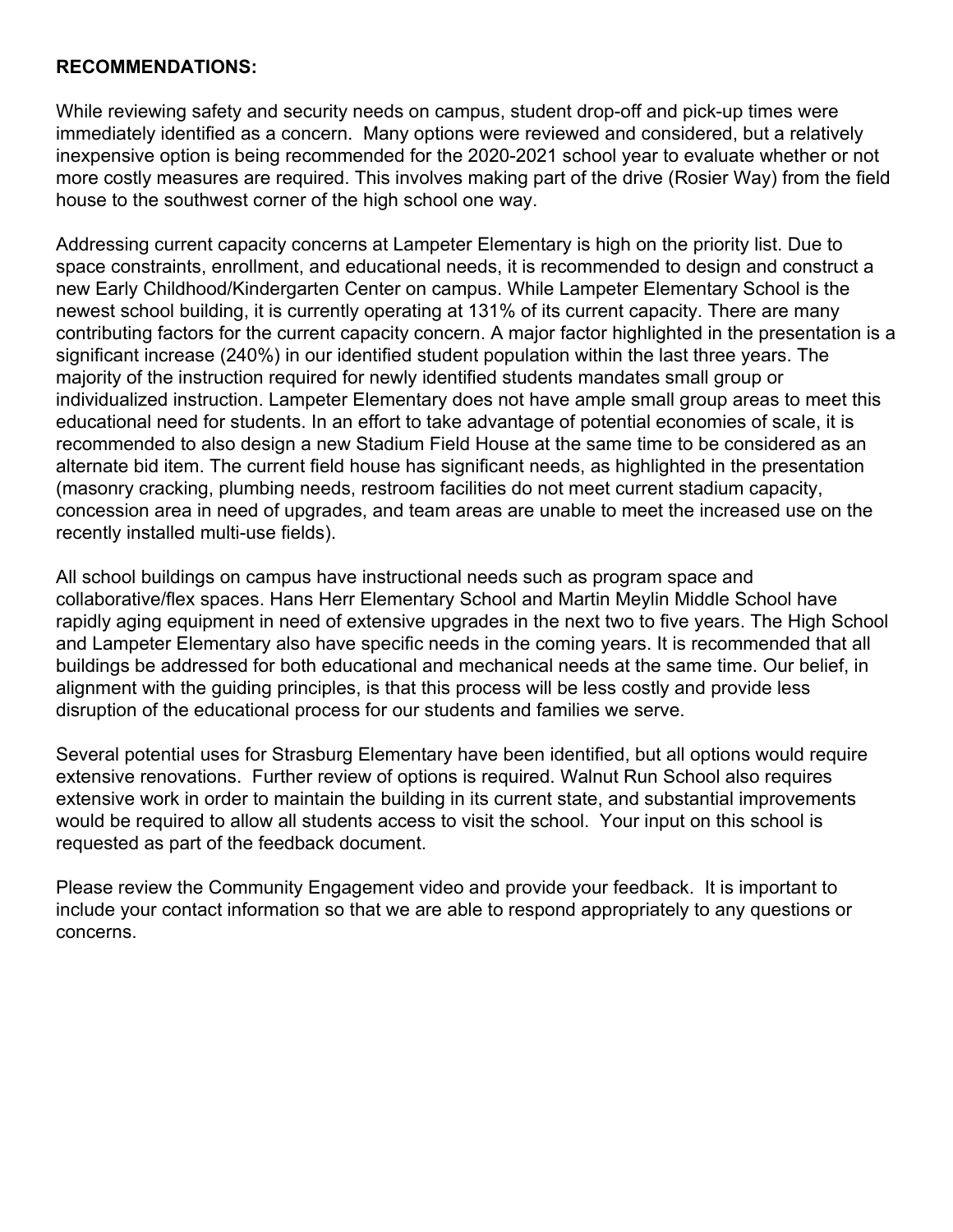**RECOMMENDATIONS:**

While reviewing safety and security needs on campus, student drop-off and pick-up times were immediately identified as a concern. Many options were reviewed and considered, but a relatively inexpensive option is being recommended for the 2020-2021 school year to evaluate whether or not more costly measures are required. This involves making part of the drive (Rosier Way) from the field house to the southwest corner of the high school one way.

Addressing current capacity concerns at Lampeter Elementary is high on the priority list. Due to space constraints, enrollment, and educational needs, it is recommended to design and construct a new Early Childhood/Kindergarten Center on campus. While Lampeter Elementary School is the newest school building, it is currently operating at 131% of its current capacity. There are many contributing factors for the current capacity concern. A major factor highlighted in the presentation is a significant increase (240%) in our identified student population within the last three years. The majority of the instruction required for newly identified students mandates small group or individualized instruction. Lampeter Elementary does not have ample small group areas to meet this educational need for students. In an effort to take advantage of potential economies of scale, it is recommended to also design a new Stadium Field House at the same time to be considered as an alternate bid item. The current field house has significant needs, as highlighted in the presentation (masonry cracking, plumbing needs, restroom facilities do not meet current stadium capacity, concession area in need of upgrades, and team areas are unable to meet the increased use on the recently installed multi-use fields).

All school buildings on campus have instructional needs such as program space and collaborative/flex spaces. Hans Herr Elementary School and Martin Meylin Middle School have rapidly aging equipment in need of extensive upgrades in the next two to five years. The High School and Lampeter Elementary also have specific needs in the coming years. It is recommended that all buildings be addressed for both educational and mechanical needs at the same time. Our belief, in alignment with the guiding principles, is that this process will be less costly and provide less disruption of the educational process for our students and families we serve.

Several potential uses for Strasburg Elementary have been identified, but all options would require extensive renovations. Further review of options is required. Walnut Run School also requires extensive work in order to maintain the building in its current state, and substantial improvements would be required to allow all students access to visit the school. Your input on this school is requested as part of the feedback document.

Please review the Community Engagement video and provide your feedback. It is important to include your contact information so that we are able to respond appropriately to any questions or concerns.